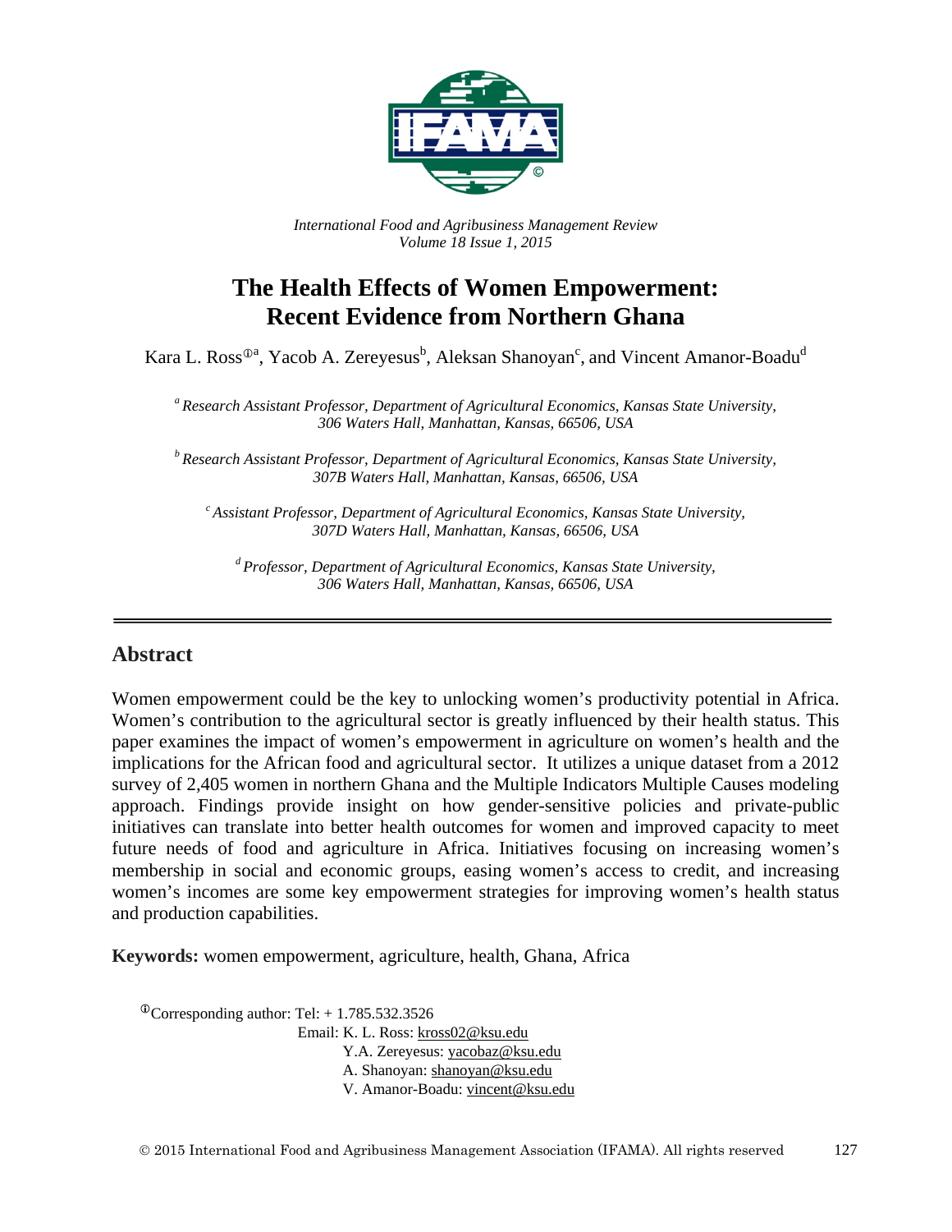*International Food and Agribusiness Management Review*
*Volume 18 Issue 1, 2015*

# The Health Effects of Women Empowerment: Recent Evidence from Northern Ghana

Kara L. Ross[ⓘa], Yacob A. Zereyesus[b], Aleksan Shanoyan[c], and Vincent Amanor-Boadu[d]

[a] *Research Assistant Professor, Department of Agricultural Economics, Kansas State University, 306 Waters Hall, Manhattan, Kansas, 66506, USA*

[b] *Research Assistant Professor, Department of Agricultural Economics, Kansas State University, 307B Waters Hall, Manhattan, Kansas, 66506, USA*

[c] *Assistant Professor, Department of Agricultural Economics, Kansas State University, 307D Waters Hall, Manhattan, Kansas, 66506, USA*

[d] *Professor, Department of Agricultural Economics, Kansas State University, 306 Waters Hall, Manhattan, Kansas, 66506, USA*

## Abstract

Women empowerment could be the key to unlocking women's productivity potential in Africa. Women's contribution to the agricultural sector is greatly influenced by their health status. This paper examines the impact of women's empowerment in agriculture on women's health and the implications for the African food and agricultural sector. It utilizes a unique dataset from a 2012 survey of 2,405 women in northern Ghana and the Multiple Indicators Multiple Causes modeling approach. Findings provide insight on how gender-sensitive policies and private-public initiatives can translate into better health outcomes for women and improved capacity to meet future needs of food and agriculture in Africa. Initiatives focusing on increasing women's membership in social and economic groups, easing women's access to credit, and increasing women's incomes are some key empowerment strategies for improving women's health status and production capabilities.

**Keywords:** women empowerment, agriculture, health, Ghana, Africa

[ⓘ]Corresponding author: Tel: + 1.785.532.3526
Email: K. L. Ross: kross02@ksu.edu
Y.A. Zereyesus: yacobaz@ksu.edu
A. Shanoyan: shanoyan@ksu.edu
V. Amanor-Boadu: vincent@ksu.edu

© 2015 International Food and Agribusiness Management Association (IFAMA). All rights reserved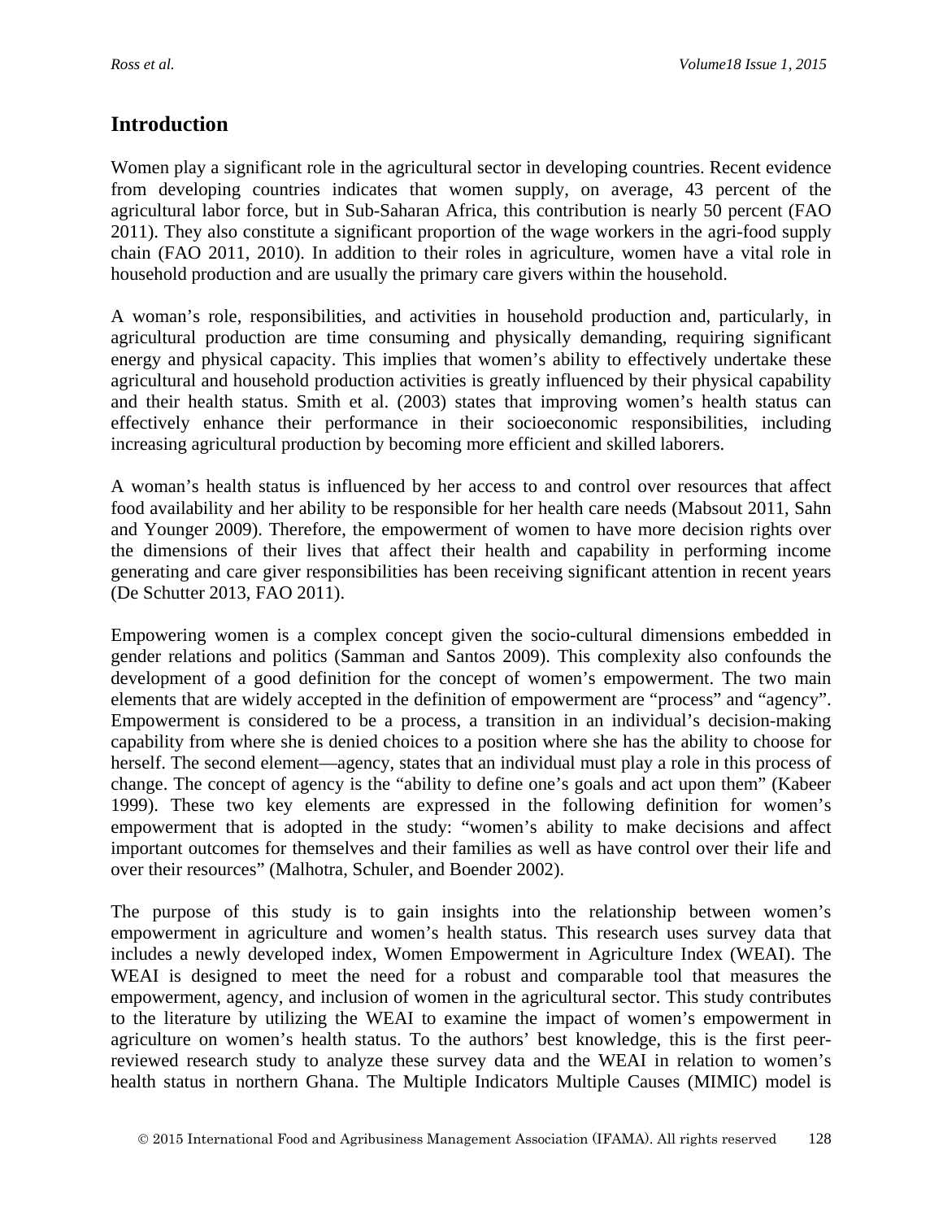## Introduction

Women play a significant role in the agricultural sector in developing countries. Recent evidence from developing countries indicates that women supply, on average, 43 percent of the agricultural labor force, but in Sub-Saharan Africa, this contribution is nearly 50 percent (FAO 2011). They also constitute a significant proportion of the wage workers in the agri-food supply chain (FAO 2011, 2010). In addition to their roles in agriculture, women have a vital role in household production and are usually the primary care givers within the household.

A woman's role, responsibilities, and activities in household production and, particularly, in agricultural production are time consuming and physically demanding, requiring significant energy and physical capacity. This implies that women's ability to effectively undertake these agricultural and household production activities is greatly influenced by their physical capability and their health status. Smith et al. (2003) states that improving women's health status can effectively enhance their performance in their socioeconomic responsibilities, including increasing agricultural production by becoming more efficient and skilled laborers.

A woman's health status is influenced by her access to and control over resources that affect food availability and her ability to be responsible for her health care needs (Mabsout 2011, Sahn and Younger 2009). Therefore, the empowerment of women to have more decision rights over the dimensions of their lives that affect their health and capability in performing income generating and care giver responsibilities has been receiving significant attention in recent years (De Schutter 2013, FAO 2011).

Empowering women is a complex concept given the socio-cultural dimensions embedded in gender relations and politics (Samman and Santos 2009). This complexity also confounds the development of a good definition for the concept of women's empowerment. The two main elements that are widely accepted in the definition of empowerment are "process" and "agency". Empowerment is considered to be a process, a transition in an individual's decision-making capability from where she is denied choices to a position where she has the ability to choose for herself. The second element—agency, states that an individual must play a role in this process of change. The concept of agency is the "ability to define one's goals and act upon them" (Kabeer 1999). These two key elements are expressed in the following definition for women's empowerment that is adopted in the study: "women's ability to make decisions and affect important outcomes for themselves and their families as well as have control over their life and over their resources" (Malhotra, Schuler, and Boender 2002).

The purpose of this study is to gain insights into the relationship between women's empowerment in agriculture and women's health status. This research uses survey data that includes a newly developed index, Women Empowerment in Agriculture Index (WEAI). The WEAI is designed to meet the need for a robust and comparable tool that measures the empowerment, agency, and inclusion of women in the agricultural sector. This study contributes to the literature by utilizing the WEAI to examine the impact of women's empowerment in agriculture on women's health status. To the authors' best knowledge, this is the first peer-reviewed research study to analyze these survey data and the WEAI in relation to women's health status in northern Ghana. The Multiple Indicators Multiple Causes (MIMIC) model is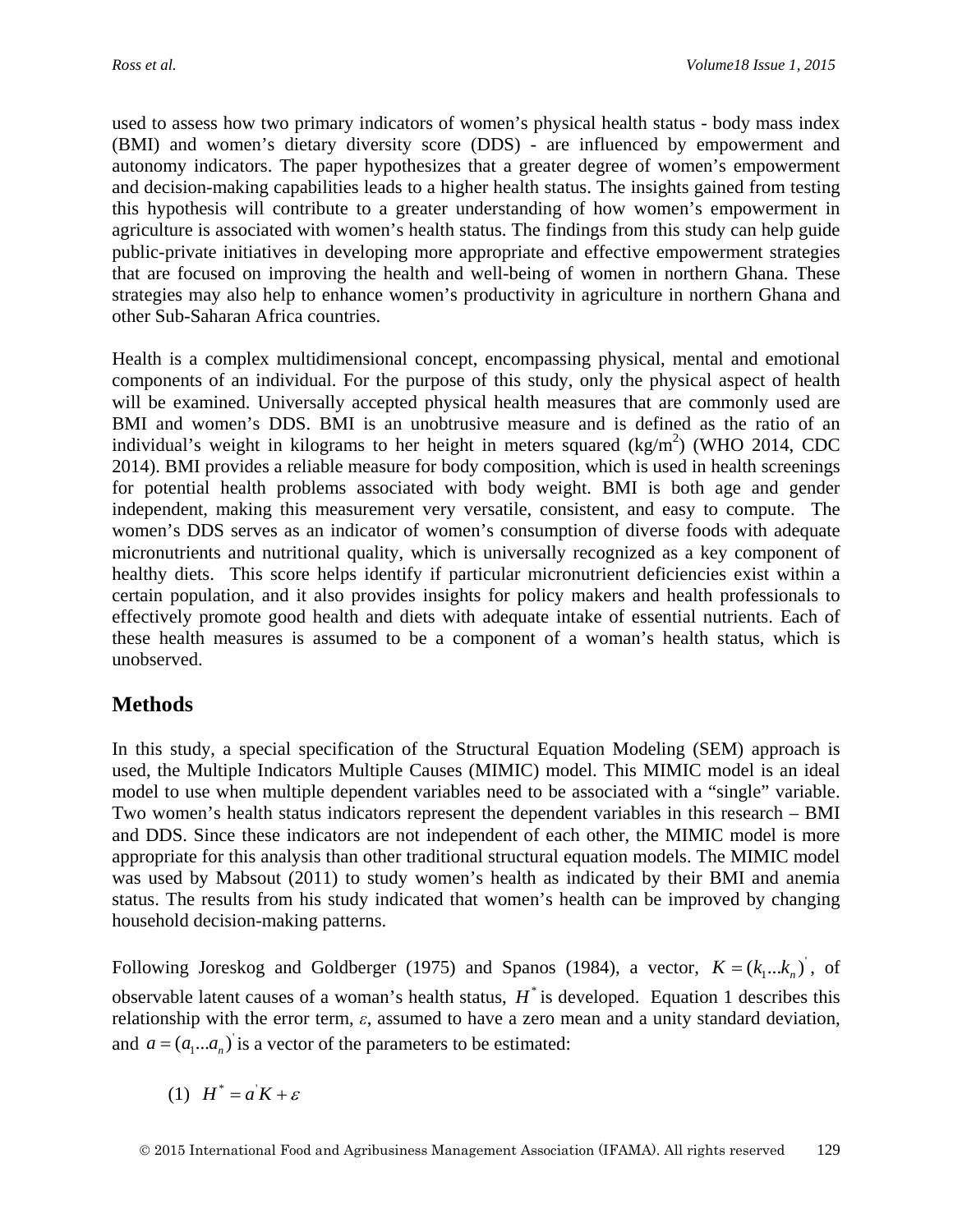used to assess how two primary indicators of women's physical health status - body mass index (BMI) and women's dietary diversity score (DDS) - are influenced by empowerment and autonomy indicators. The paper hypothesizes that a greater degree of women's empowerment and decision-making capabilities leads to a higher health status. The insights gained from testing this hypothesis will contribute to a greater understanding of how women's empowerment in agriculture is associated with women's health status. The findings from this study can help guide public-private initiatives in developing more appropriate and effective empowerment strategies that are focused on improving the health and well-being of women in northern Ghana. These strategies may also help to enhance women's productivity in agriculture in northern Ghana and other Sub-Saharan Africa countries.

Health is a complex multidimensional concept, encompassing physical, mental and emotional components of an individual. For the purpose of this study, only the physical aspect of health will be examined. Universally accepted physical health measures that are commonly used are BMI and women's DDS. BMI is an unobtrusive measure and is defined as the ratio of an individual's weight in kilograms to her height in meters squared ($kg/m^2$) (WHO 2014, CDC 2014). BMI provides a reliable measure for body composition, which is used in health screenings for potential health problems associated with body weight. BMI is both age and gender independent, making this measurement very versatile, consistent, and easy to compute. The women's DDS serves as an indicator of women's consumption of diverse foods with adequate micronutrients and nutritional quality, which is universally recognized as a key component of healthy diets. This score helps identify if particular micronutrient deficiencies exist within a certain population, and it also provides insights for policy makers and health professionals to effectively promote good health and diets with adequate intake of essential nutrients. Each of these health measures is assumed to be a component of a woman's health status, which is unobserved.

## Methods

In this study, a special specification of the Structural Equation Modeling (SEM) approach is used, the Multiple Indicators Multiple Causes (MIMIC) model. This MIMIC model is an ideal model to use when multiple dependent variables need to be associated with a "single" variable. Two women's health status indicators represent the dependent variables in this research – BMI and DDS. Since these indicators are not independent of each other, the MIMIC model is more appropriate for this analysis than other traditional structural equation models. The MIMIC model was used by Mabsout (2011) to study women's health as indicated by their BMI and anemia status. The results from his study indicated that women's health can be improved by changing household decision-making patterns.

Following Joreskog and Goldberger (1975) and Spanos (1984), a vector, $K = (k_1 ... k_n)'$, of observable latent causes of a woman's health status, $H^*$ is developed. Equation 1 describes this relationship with the error term, $\varepsilon$, assumed to have a zero mean and a unity standard deviation, and $a = (a_1 ... a_n)'$ is a vector of the parameters to be estimated:

$$(1) \quad H^* = a'K + \varepsilon$$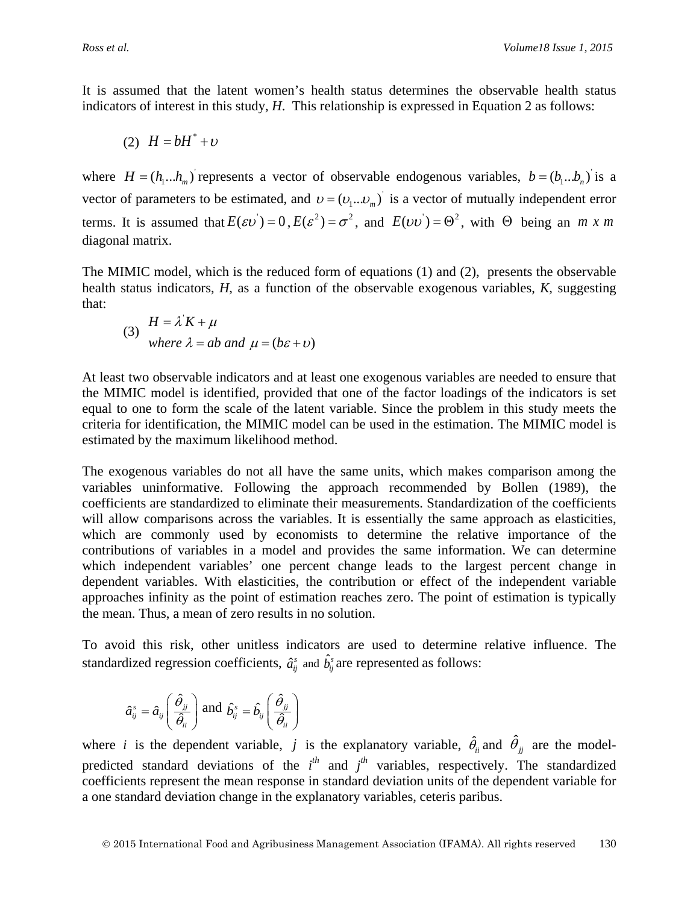It is assumed that the latent women's health status determines the observable health status indicators of interest in this study, *H*. This relationship is expressed in Equation 2 as follows:

$$(2) \quad H = bH^* + \upsilon$$

where $H = (h_1 ... h_m)'$ represents a vector of observable endogenous variables, $b = (b_1 ... b_n)'$ is a vector of parameters to be estimated, and $\upsilon = (\upsilon_1 ... \upsilon_m)'$ is a vector of mutually independent error terms. It is assumed that $E(\varepsilon\upsilon') = 0$, $E(\varepsilon^2) = \sigma^2$, and $E(\upsilon\upsilon') = \Theta^2$, with $\Theta$ being an $m \ x \ m$ diagonal matrix.

The MIMIC model, which is the reduced form of equations (1) and (2), presents the observable health status indicators, *H*, as a function of the observable exogenous variables, *K*, suggesting that:

$$(3) \quad \begin{aligned} & H = \lambda' K + \mu \\ & where \ \lambda = ab \ and \ \mu = (b\varepsilon + \upsilon) \end{aligned}$$

At least two observable indicators and at least one exogenous variables are needed to ensure that the MIMIC model is identified, provided that one of the factor loadings of the indicators is set equal to one to form the scale of the latent variable. Since the problem in this study meets the criteria for identification, the MIMIC model can be used in the estimation. The MIMIC model is estimated by the maximum likelihood method.

The exogenous variables do not all have the same units, which makes comparison among the variables uninformative. Following the approach recommended by Bollen (1989), the coefficients are standardized to eliminate their measurements. Standardization of the coefficients will allow comparisons across the variables. It is essentially the same approach as elasticities, which are commonly used by economists to determine the relative importance of the contributions of variables in a model and provides the same information. We can determine which independent variables' one percent change leads to the largest percent change in dependent variables. With elasticities, the contribution or effect of the independent variable approaches infinity as the point of estimation reaches zero. The point of estimation is typically the mean. Thus, a mean of zero results in no solution.

To avoid this risk, other unitless indicators are used to determine relative influence. The standardized regression coefficients, $\hat{a}_{ij}^s$ and $\hat{b}_{ij}^s$ are represented as follows:

$$\hat{a}_{ij}^s = \hat{a}_{ij} \left( \frac{\hat{\theta}_{jj}}{\hat{\theta}_{ii}} \right) \text{ and } \hat{b}_{ij}^s = \hat{b}_{ij} \left( \frac{\hat{\theta}_{jj}}{\hat{\theta}_{ii}} \right)$$

where $i$ is the dependent variable, $j$ is the explanatory variable, $\hat{\theta}_{ii}$ and $\hat{\theta}_{jj}$ are the model-predicted standard deviations of the $i^{th}$ and $j^{th}$ variables, respectively. The standardized coefficients represent the mean response in standard deviation units of the dependent variable for a one standard deviation change in the explanatory variables, ceteris paribus.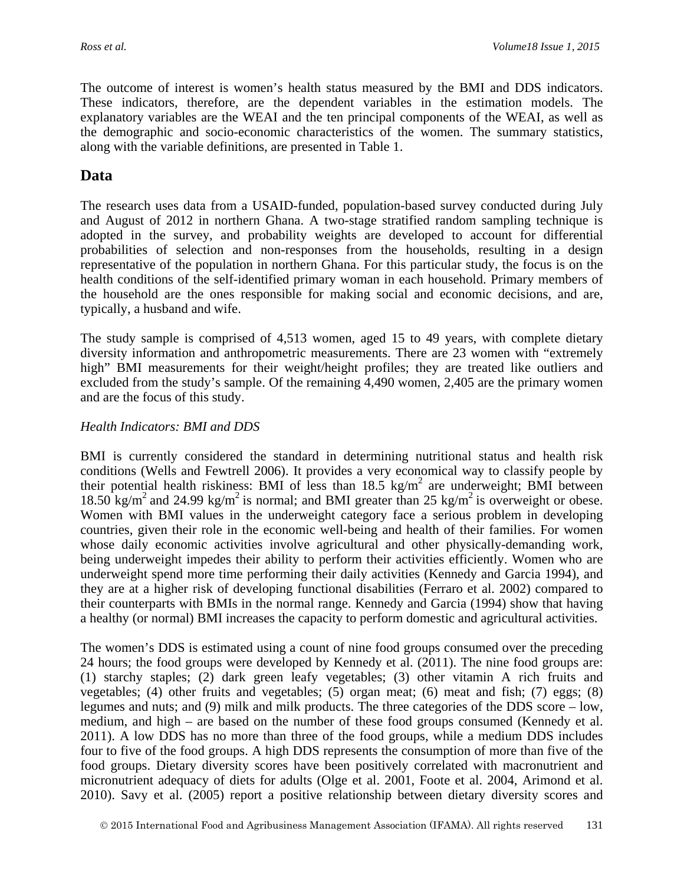The outcome of interest is women's health status measured by the BMI and DDS indicators. These indicators, therefore, are the dependent variables in the estimation models. The explanatory variables are the WEAI and the ten principal components of the WEAI, as well as the demographic and socio-economic characteristics of the women. The summary statistics, along with the variable definitions, are presented in Table 1.

## Data

The research uses data from a USAID-funded, population-based survey conducted during July and August of 2012 in northern Ghana. A two-stage stratified random sampling technique is adopted in the survey, and probability weights are developed to account for differential probabilities of selection and non-responses from the households, resulting in a design representative of the population in northern Ghana. For this particular study, the focus is on the health conditions of the self-identified primary woman in each household. Primary members of the household are the ones responsible for making social and economic decisions, and are, typically, a husband and wife.

The study sample is comprised of 4,513 women, aged 15 to 49 years, with complete dietary diversity information and anthropometric measurements. There are 23 women with "extremely high" BMI measurements for their weight/height profiles; they are treated like outliers and excluded from the study's sample. Of the remaining 4,490 women, 2,405 are the primary women and are the focus of this study.

### *Health Indicators: BMI and DDS*

BMI is currently considered the standard in determining nutritional status and health risk conditions (Wells and Fewtrell 2006). It provides a very economical way to classify people by their potential health riskiness: BMI of less than 18.5 $kg/m^2$ are underweight; BMI between 18.50 $kg/m^2$ and 24.99 $kg/m^2$ is normal; and BMI greater than 25 $kg/m^2$ is overweight or obese. Women with BMI values in the underweight category face a serious problem in developing countries, given their role in the economic well-being and health of their families. For women whose daily economic activities involve agricultural and other physically-demanding work, being underweight impedes their ability to perform their activities efficiently. Women who are underweight spend more time performing their daily activities (Kennedy and Garcia 1994), and they are at a higher risk of developing functional disabilities (Ferraro et al. 2002) compared to their counterparts with BMIs in the normal range. Kennedy and Garcia (1994) show that having a healthy (or normal) BMI increases the capacity to perform domestic and agricultural activities.

The women's DDS is estimated using a count of nine food groups consumed over the preceding 24 hours; the food groups were developed by Kennedy et al. (2011). The nine food groups are: (1) starchy staples; (2) dark green leafy vegetables; (3) other vitamin A rich fruits and vegetables; (4) other fruits and vegetables; (5) organ meat; (6) meat and fish; (7) eggs; (8) legumes and nuts; and (9) milk and milk products. The three categories of the DDS score – low, medium, and high – are based on the number of these food groups consumed (Kennedy et al. 2011). A low DDS has no more than three of the food groups, while a medium DDS includes four to five of the food groups. A high DDS represents the consumption of more than five of the food groups. Dietary diversity scores have been positively correlated with macronutrient and micronutrient adequacy of diets for adults (Olge et al. 2001, Foote et al. 2004, Arimond et al. 2010). Savy et al. (2005) report a positive relationship between dietary diversity scores and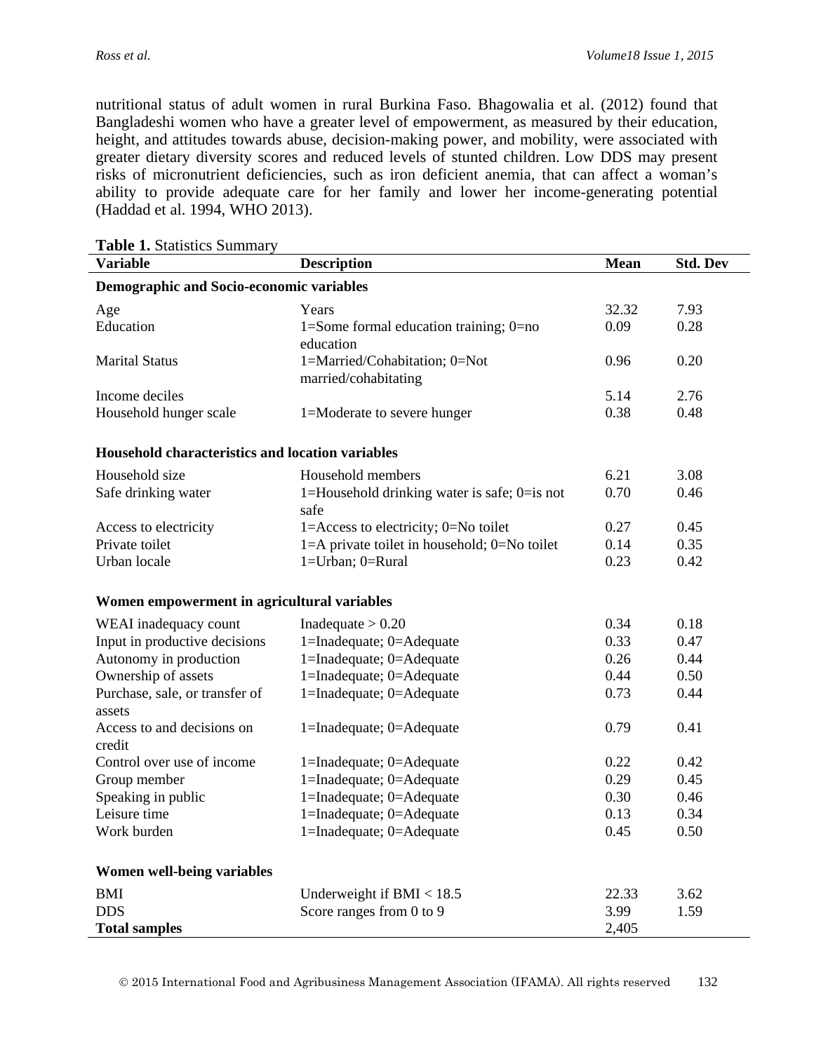nutritional status of adult women in rural Burkina Faso. Bhagowalia et al. (2012) found that Bangladeshi women who have a greater level of empowerment, as measured by their education, height, and attitudes towards abuse, decision-making power, and mobility, were associated with greater dietary diversity scores and reduced levels of stunted children. Low DDS may present risks of micronutrient deficiencies, such as iron deficient anemia, that can affect a woman's ability to provide adequate care for her family and lower her income-generating potential (Haddad et al. 1994, WHO 2013).

**Table 1.** Statistics Summary

| Variable | Description | Mean | Std. Dev |
|---|---|---|---|
| **Demographic and Socio-economic variables** | | | |
| Age | Years | 32.32 | 7.93 |
| Education | 1=Some formal education training; 0=no education | 0.09 | 0.28 |
| Marital Status | 1=Married/Cohabitation; 0=Not married/cohabitating | 0.96 | 0.20 |
| Income deciles | | 5.14 | 2.76 |
| Household hunger scale | 1=Moderate to severe hunger | 0.38 | 0.48 |
| **Household characteristics and location variables** | | | |
| Household size | Household members | 6.21 | 3.08 |
| Safe drinking water | 1=Household drinking water is safe; 0=is not safe | 0.70 | 0.46 |
| Access to electricity | 1=Access to electricity; 0=No toilet | 0.27 | 0.45 |
| Private toilet | 1=A private toilet in household; 0=No toilet | 0.14 | 0.35 |
| Urban locale | 1=Urban; 0=Rural | 0.23 | 0.42 |
| **Women empowerment in agricultural variables** | | | |
| WEAI inadequacy count | Inadequate > 0.20 | 0.34 | 0.18 |
| Input in productive decisions | 1=Inadequate; 0=Adequate | 0.33 | 0.47 |
| Autonomy in production | 1=Inadequate; 0=Adequate | 0.26 | 0.44 |
| Ownership of assets | 1=Inadequate; 0=Adequate | 0.44 | 0.50 |
| Purchase, sale, or transfer of assets | 1=Inadequate; 0=Adequate | 0.73 | 0.44 |
| Access to and decisions on credit | 1=Inadequate; 0=Adequate | 0.79 | 0.41 |
| Control over use of income | 1=Inadequate; 0=Adequate | 0.22 | 0.42 |
| Group member | 1=Inadequate; 0=Adequate | 0.29 | 0.45 |
| Speaking in public | 1=Inadequate; 0=Adequate | 0.30 | 0.46 |
| Leisure time | 1=Inadequate; 0=Adequate | 0.13 | 0.34 |
| Work burden | 1=Inadequate; 0=Adequate | 0.45 | 0.50 |
| **Women well-being variables** | | | |
| BMI | Underweight if BMI < 18.5 | 22.33 | 3.62 |
| DDS | Score ranges from 0 to 9 | 3.99 | 1.59 |
| **Total samples** | | 2,405 | |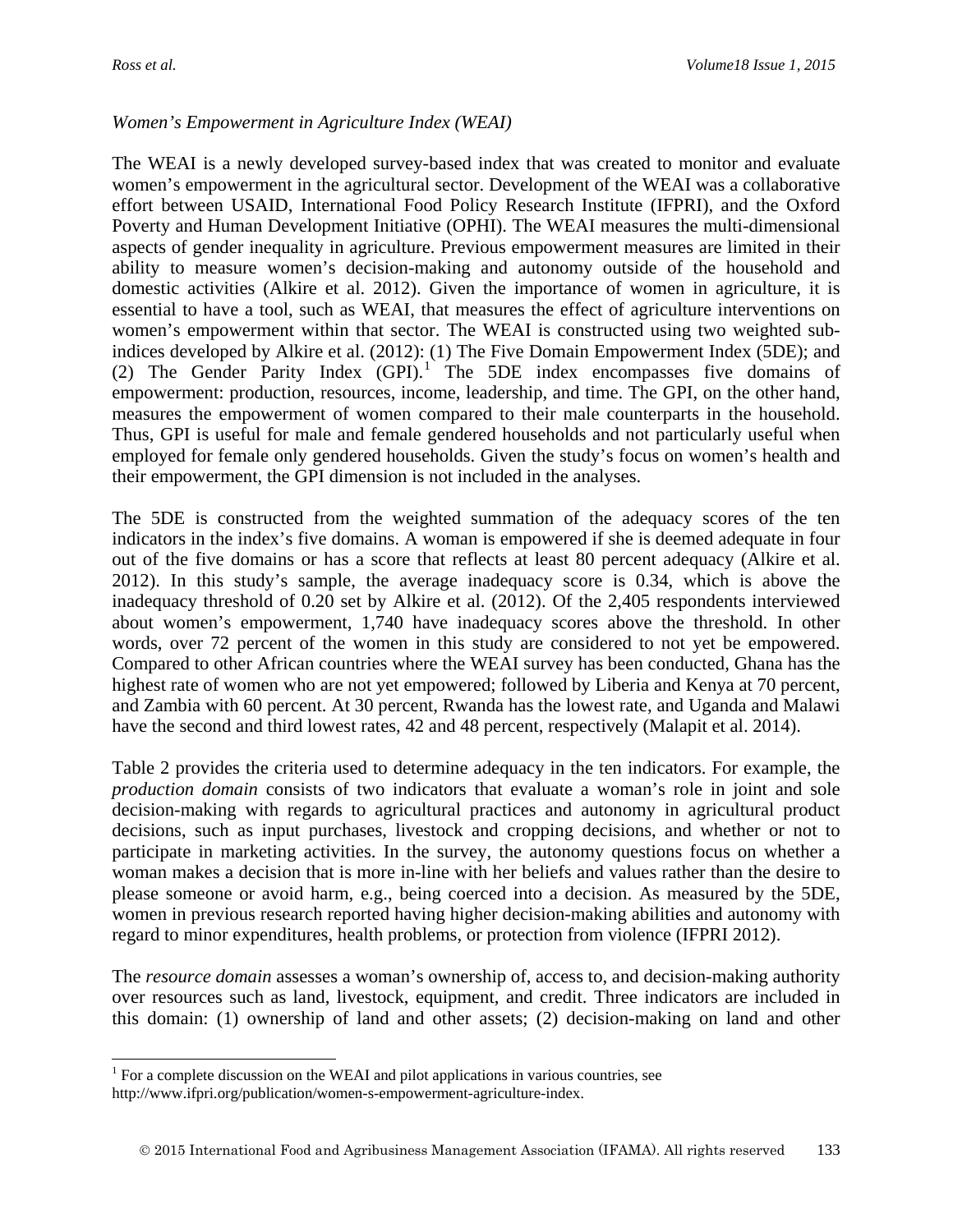*Women's Empowerment in Agriculture Index (WEAI)*

The WEAI is a newly developed survey-based index that was created to monitor and evaluate women's empowerment in the agricultural sector. Development of the WEAI was a collaborative effort between USAID, International Food Policy Research Institute (IFPRI), and the Oxford Poverty and Human Development Initiative (OPHI). The WEAI measures the multi-dimensional aspects of gender inequality in agriculture. Previous empowerment measures are limited in their ability to measure women's decision-making and autonomy outside of the household and domestic activities (Alkire et al. 2012). Given the importance of women in agriculture, it is essential to have a tool, such as WEAI, that measures the effect of agriculture interventions on women's empowerment within that sector. The WEAI is constructed using two weighted sub-indices developed by Alkire et al. (2012): (1) The Five Domain Empowerment Index (5DE); and (2) The Gender Parity Index (GPI).[1] The 5DE index encompasses five domains of empowerment: production, resources, income, leadership, and time. The GPI, on the other hand, measures the empowerment of women compared to their male counterparts in the household. Thus, GPI is useful for male and female gendered households and not particularly useful when employed for female only gendered households. Given the study's focus on women's health and their empowerment, the GPI dimension is not included in the analyses.

The 5DE is constructed from the weighted summation of the adequacy scores of the ten indicators in the index's five domains. A woman is empowered if she is deemed adequate in four out of the five domains or has a score that reflects at least 80 percent adequacy (Alkire et al. 2012). In this study's sample, the average inadequacy score is 0.34, which is above the inadequacy threshold of 0.20 set by Alkire et al. (2012). Of the 2,405 respondents interviewed about women's empowerment, 1,740 have inadequacy scores above the threshold. In other words, over 72 percent of the women in this study are considered to not yet be empowered. Compared to other African countries where the WEAI survey has been conducted, Ghana has the highest rate of women who are not yet empowered; followed by Liberia and Kenya at 70 percent, and Zambia with 60 percent. At 30 percent, Rwanda has the lowest rate, and Uganda and Malawi have the second and third lowest rates, 42 and 48 percent, respectively (Malapit et al. 2014).

Table 2 provides the criteria used to determine adequacy in the ten indicators. For example, the *production domain* consists of two indicators that evaluate a woman's role in joint and sole decision-making with regards to agricultural practices and autonomy in agricultural product decisions, such as input purchases, livestock and cropping decisions, and whether or not to participate in marketing activities. In the survey, the autonomy questions focus on whether a woman makes a decision that is more in-line with her beliefs and values rather than the desire to please someone or avoid harm, e.g., being coerced into a decision. As measured by the 5DE, women in previous research reported having higher decision-making abilities and autonomy with regard to minor expenditures, health problems, or protection from violence (IFPRI 2012).

The *resource domain* assesses a woman's ownership of, access to, and decision-making authority over resources such as land, livestock, equipment, and credit. Three indicators are included in this domain: (1) ownership of land and other assets; (2) decision-making on land and other

---

[1] For a complete discussion on the WEAI and pilot applications in various countries, see http://www.ifpri.org/publication/women-s-empowerment-agriculture-index.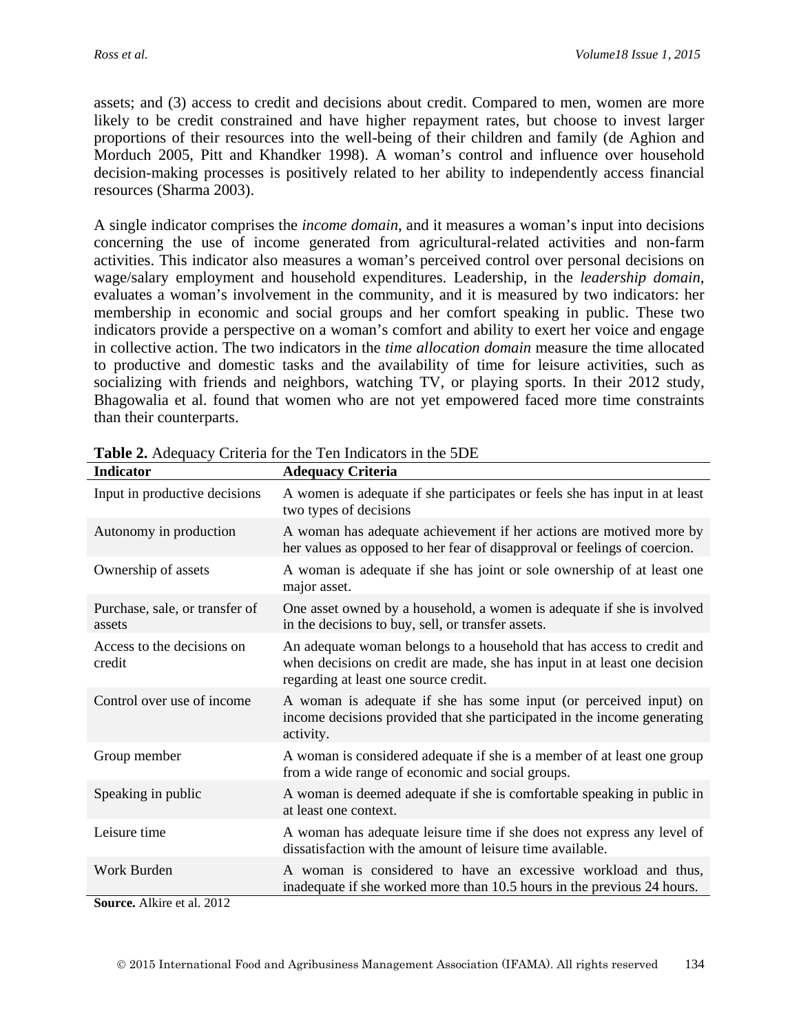assets; and (3) access to credit and decisions about credit. Compared to men, women are more likely to be credit constrained and have higher repayment rates, but choose to invest larger proportions of their resources into the well-being of their children and family (de Aghion and Morduch 2005, Pitt and Khandker 1998). A woman's control and influence over household decision-making processes is positively related to her ability to independently access financial resources (Sharma 2003).

A single indicator comprises the *income domain*, and it measures a woman's input into decisions concerning the use of income generated from agricultural-related activities and non-farm activities. This indicator also measures a woman's perceived control over personal decisions on wage/salary employment and household expenditures. Leadership, in the *leadership domain*, evaluates a woman's involvement in the community, and it is measured by two indicators: her membership in economic and social groups and her comfort speaking in public. These two indicators provide a perspective on a woman's comfort and ability to exert her voice and engage in collective action. The two indicators in the *time allocation domain* measure the time allocated to productive and domestic tasks and the availability of time for leisure activities, such as socializing with friends and neighbors, watching TV, or playing sports. In their 2012 study, Bhagowalia et al. found that women who are not yet empowered faced more time constraints than their counterparts.

**Table 2.** Adequacy Criteria for the Ten Indicators in the 5DE

| Indicator | Adequacy Criteria |
|---|---|
| Input in productive decisions | A women is adequate if she participates or feels she has input in at least two types of decisions |
| Autonomy in production | A woman has adequate achievement if her actions are motived more by her values as opposed to her fear of disapproval or feelings of coercion. |
| Ownership of assets | A woman is adequate if she has joint or sole ownership of at least one major asset. |
| Purchase, sale, or transfer of assets | One asset owned by a household, a women is adequate if she is involved in the decisions to buy, sell, or transfer assets. |
| Access to the decisions on credit | An adequate woman belongs to a household that has access to credit and when decisions on credit are made, she has input in at least one decision regarding at least one source credit. |
| Control over use of income | A woman is adequate if she has some input (or perceived input) on income decisions provided that she participated in the income generating activity. |
| Group member | A woman is considered adequate if she is a member of at least one group from a wide range of economic and social groups. |
| Speaking in public | A woman is deemed adequate if she is comfortable speaking in public in at least one context. |
| Leisure time | A woman has adequate leisure time if she does not express any level of dissatisfaction with the amount of leisure time available. |
| Work Burden | A woman is considered to have an excessive workload and thus, inadequate if she worked more than 10.5 hours in the previous 24 hours. |

**Source.** Alkire et al. 2012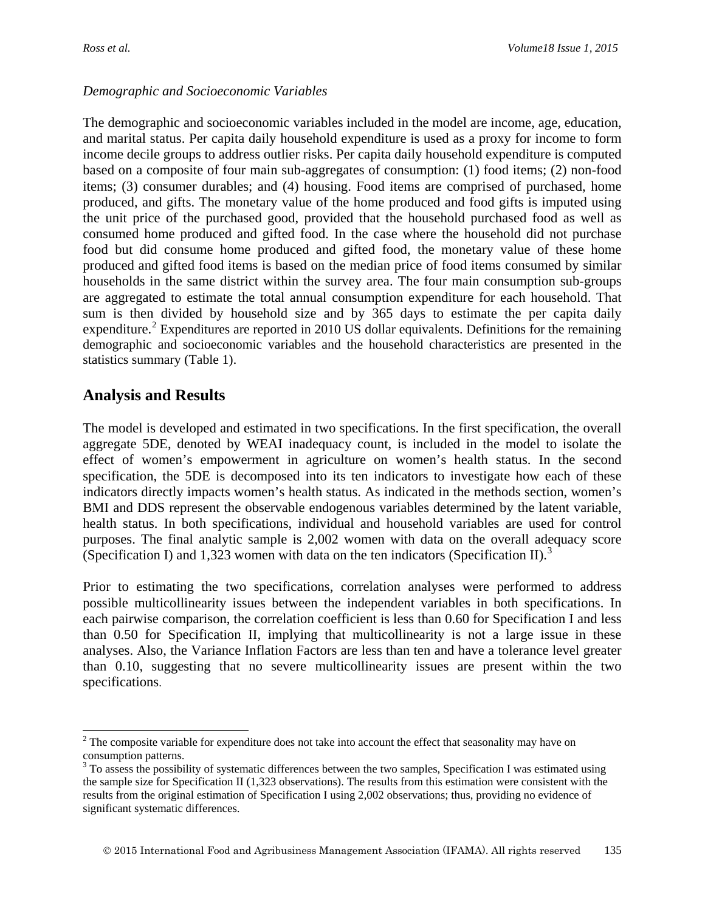*Demographic and Socioeconomic Variables*

The demographic and socioeconomic variables included in the model are income, age, education, and marital status. Per capita daily household expenditure is used as a proxy for income to form income decile groups to address outlier risks. Per capita daily household expenditure is computed based on a composite of four main sub-aggregates of consumption: (1) food items; (2) non-food items; (3) consumer durables; and (4) housing. Food items are comprised of purchased, home produced, and gifts. The monetary value of the home produced and food gifts is imputed using the unit price of the purchased good, provided that the household purchased food as well as consumed home produced and gifted food. In the case where the household did not purchase food but did consume home produced and gifted food, the monetary value of these home produced and gifted food items is based on the median price of food items consumed by similar households in the same district within the survey area. The four main consumption sub-groups are aggregated to estimate the total annual consumption expenditure for each household. That sum is then divided by household size and by 365 days to estimate the per capita daily expenditure.[2] Expenditures are reported in 2010 US dollar equivalents. Definitions for the remaining demographic and socioeconomic variables and the household characteristics are presented in the statistics summary (Table 1).

## Analysis and Results

The model is developed and estimated in two specifications. In the first specification, the overall aggregate 5DE, denoted by WEAI inadequacy count, is included in the model to isolate the effect of women's empowerment in agriculture on women's health status. In the second specification, the 5DE is decomposed into its ten indicators to investigate how each of these indicators directly impacts women's health status. As indicated in the methods section, women's BMI and DDS represent the observable endogenous variables determined by the latent variable, health status. In both specifications, individual and household variables are used for control purposes. The final analytic sample is 2,002 women with data on the overall adequacy score (Specification I) and 1,323 women with data on the ten indicators (Specification II).[3]

Prior to estimating the two specifications, correlation analyses were performed to address possible multicollinearity issues between the independent variables in both specifications. In each pairwise comparison, the correlation coefficient is less than 0.60 for Specification I and less than 0.50 for Specification II, implying that multicollinearity is not a large issue in these analyses. Also, the Variance Inflation Factors are less than ten and have a tolerance level greater than 0.10, suggesting that no severe multicollinearity issues are present within the two specifications.

---

[2] The composite variable for expenditure does not take into account the effect that seasonality may have on consumption patterns.

[3] To assess the possibility of systematic differences between the two samples, Specification I was estimated using the sample size for Specification II (1,323 observations). The results from this estimation were consistent with the results from the original estimation of Specification I using 2,002 observations; thus, providing no evidence of significant systematic differences.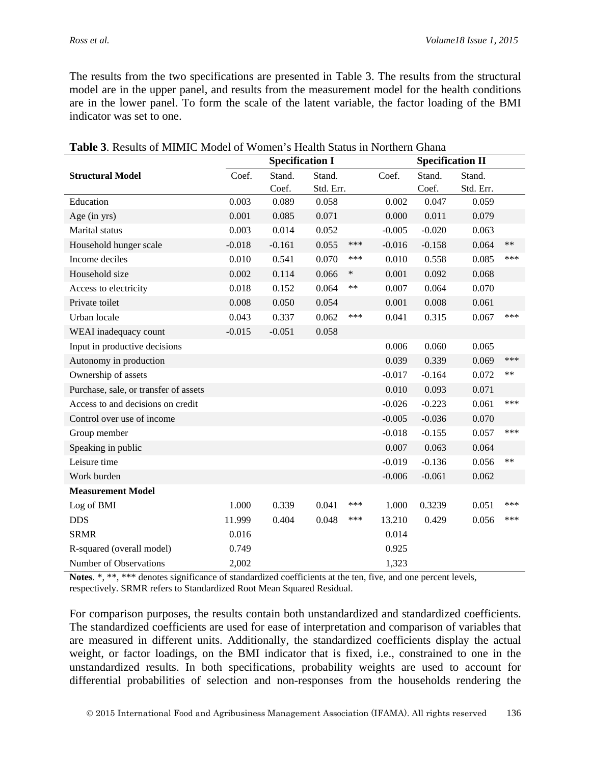The results from the two specifications are presented in Table 3. The results from the structural model are in the upper panel, and results from the measurement model for the health conditions are in the lower panel. To form the scale of the latent variable, the factor loading of the BMI indicator was set to one.

**Table 3**. Results of MIMIC Model of Women's Health Status in Northern Ghana

| | Specification I | | | | Specification II | | | |
|---|---|---|---|---|---|---|---|---|
| **Structural Model** | Coef. | Stand. Coef. | Stand. Std. Err. | | Coef. | Stand. Coef. | Stand. Std. Err. | |
| Education | 0.003 | 0.089 | 0.058 | | 0.002 | 0.047 | 0.059 | |
| Age (in yrs) | 0.001 | 0.085 | 0.071 | | 0.000 | 0.011 | 0.079 | |
| Marital status | 0.003 | 0.014 | 0.052 | | -0.005 | -0.020 | 0.063 | |
| Household hunger scale | -0.018 | -0.161 | 0.055 | *** | -0.016 | -0.158 | 0.064 | ** |
| Income deciles | 0.010 | 0.541 | 0.070 | *** | 0.010 | 0.558 | 0.085 | *** |
| Household size | 0.002 | 0.114 | 0.066 | * | 0.001 | 0.092 | 0.068 | |
| Access to electricity | 0.018 | 0.152 | 0.064 | ** | 0.007 | 0.064 | 0.070 | |
| Private toilet | 0.008 | 0.050 | 0.054 | | 0.001 | 0.008 | 0.061 | |
| Urban locale | 0.043 | 0.337 | 0.062 | *** | 0.041 | 0.315 | 0.067 | *** |
| WEAI inadequacy count | -0.015 | -0.051 | 0.058 | | | | | |
| Input in productive decisions | | | | | 0.006 | 0.060 | 0.065 | |
| Autonomy in production | | | | | 0.039 | 0.339 | 0.069 | *** |
| Ownership of assets | | | | | -0.017 | -0.164 | 0.072 | ** |
| Purchase, sale, or transfer of assets | | | | | 0.010 | 0.093 | 0.071 | |
| Access to and decisions on credit | | | | | -0.026 | -0.223 | 0.061 | *** |
| Control over use of income | | | | | -0.005 | -0.036 | 0.070 | |
| Group member | | | | | -0.018 | -0.155 | 0.057 | *** |
| Speaking in public | | | | | 0.007 | 0.063 | 0.064 | |
| Leisure time | | | | | -0.019 | -0.136 | 0.056 | ** |
| Work burden | | | | | -0.006 | -0.061 | 0.062 | |
| **Measurement Model** | | | | | | | | |
| Log of BMI | 1.000 | 0.339 | 0.041 | *** | 1.000 | 0.3239 | 0.051 | *** |
| DDS | 11.999 | 0.404 | 0.048 | *** | 13.210 | 0.429 | 0.056 | *** |
| SRMR | 0.016 | | | | 0.014 | | | |
| R-squared (overall model) | 0.749 | | | | 0.925 | | | |
| Number of Observations | 2,002 | | | | 1,323 | | | |

**Notes**. *, **, *** denotes significance of standardized coefficients at the ten, five, and one percent levels, respectively. SRMR refers to Standardized Root Mean Squared Residual.

For comparison purposes, the results contain both unstandardized and standardized coefficients. The standardized coefficients are used for ease of interpretation and comparison of variables that are measured in different units. Additionally, the standardized coefficients display the actual weight, or factor loadings, on the BMI indicator that is fixed, i.e., constrained to one in the unstandardized results. In both specifications, probability weights are used to account for differential probabilities of selection and non-responses from the households rendering the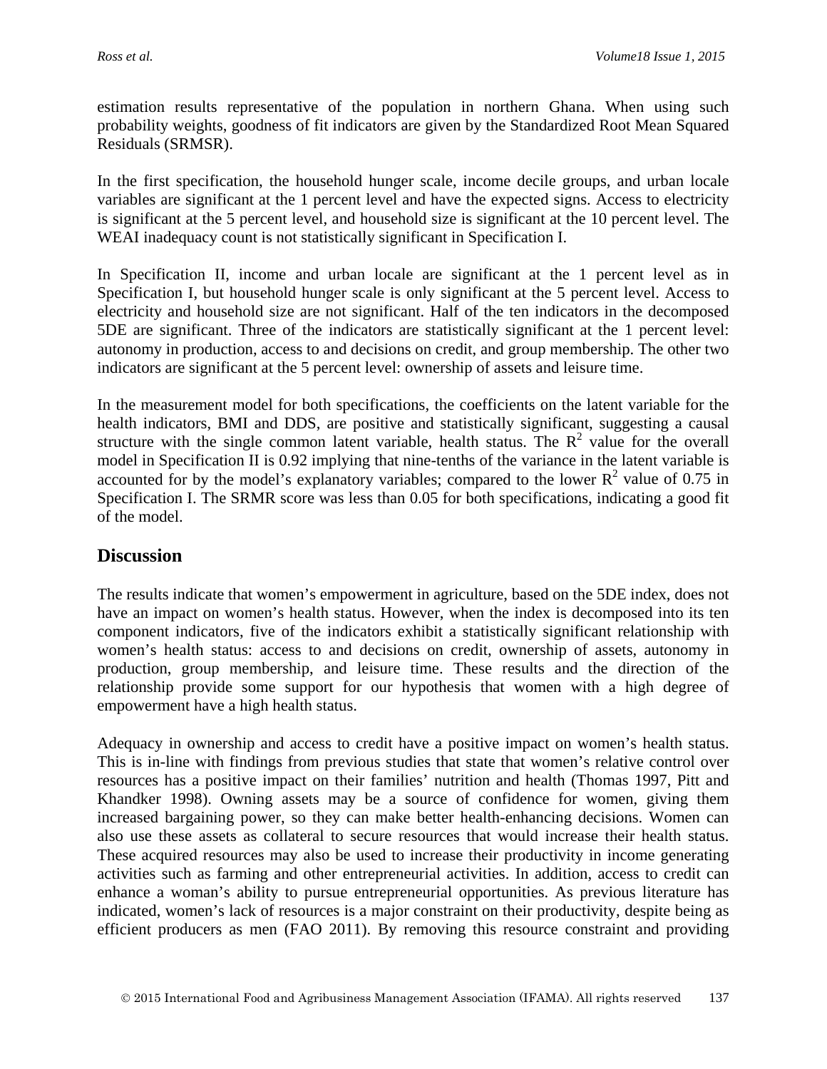estimation results representative of the population in northern Ghana. When using such probability weights, goodness of fit indicators are given by the Standardized Root Mean Squared Residuals (SRMSR).

In the first specification, the household hunger scale, income decile groups, and urban locale variables are significant at the 1 percent level and have the expected signs. Access to electricity is significant at the 5 percent level, and household size is significant at the 10 percent level. The WEAI inadequacy count is not statistically significant in Specification I.

In Specification II, income and urban locale are significant at the 1 percent level as in Specification I, but household hunger scale is only significant at the 5 percent level. Access to electricity and household size are not significant. Half of the ten indicators in the decomposed 5DE are significant. Three of the indicators are statistically significant at the 1 percent level: autonomy in production, access to and decisions on credit, and group membership. The other two indicators are significant at the 5 percent level: ownership of assets and leisure time.

In the measurement model for both specifications, the coefficients on the latent variable for the health indicators, BMI and DDS, are positive and statistically significant, suggesting a causal structure with the single common latent variable, health status. The $R^2$ value for the overall model in Specification II is 0.92 implying that nine-tenths of the variance in the latent variable is accounted for by the model's explanatory variables; compared to the lower $R^2$ value of 0.75 in Specification I. The SRMR score was less than 0.05 for both specifications, indicating a good fit of the model.

## Discussion

The results indicate that women's empowerment in agriculture, based on the 5DE index, does not have an impact on women's health status. However, when the index is decomposed into its ten component indicators, five of the indicators exhibit a statistically significant relationship with women's health status: access to and decisions on credit, ownership of assets, autonomy in production, group membership, and leisure time. These results and the direction of the relationship provide some support for our hypothesis that women with a high degree of empowerment have a high health status.

Adequacy in ownership and access to credit have a positive impact on women's health status. This is in-line with findings from previous studies that state that women's relative control over resources has a positive impact on their families' nutrition and health (Thomas 1997, Pitt and Khandker 1998). Owning assets may be a source of confidence for women, giving them increased bargaining power, so they can make better health-enhancing decisions. Women can also use these assets as collateral to secure resources that would increase their health status. These acquired resources may also be used to increase their productivity in income generating activities such as farming and other entrepreneurial activities. In addition, access to credit can enhance a woman's ability to pursue entrepreneurial opportunities. As previous literature has indicated, women's lack of resources is a major constraint on their productivity, despite being as efficient producers as men (FAO 2011). By removing this resource constraint and providing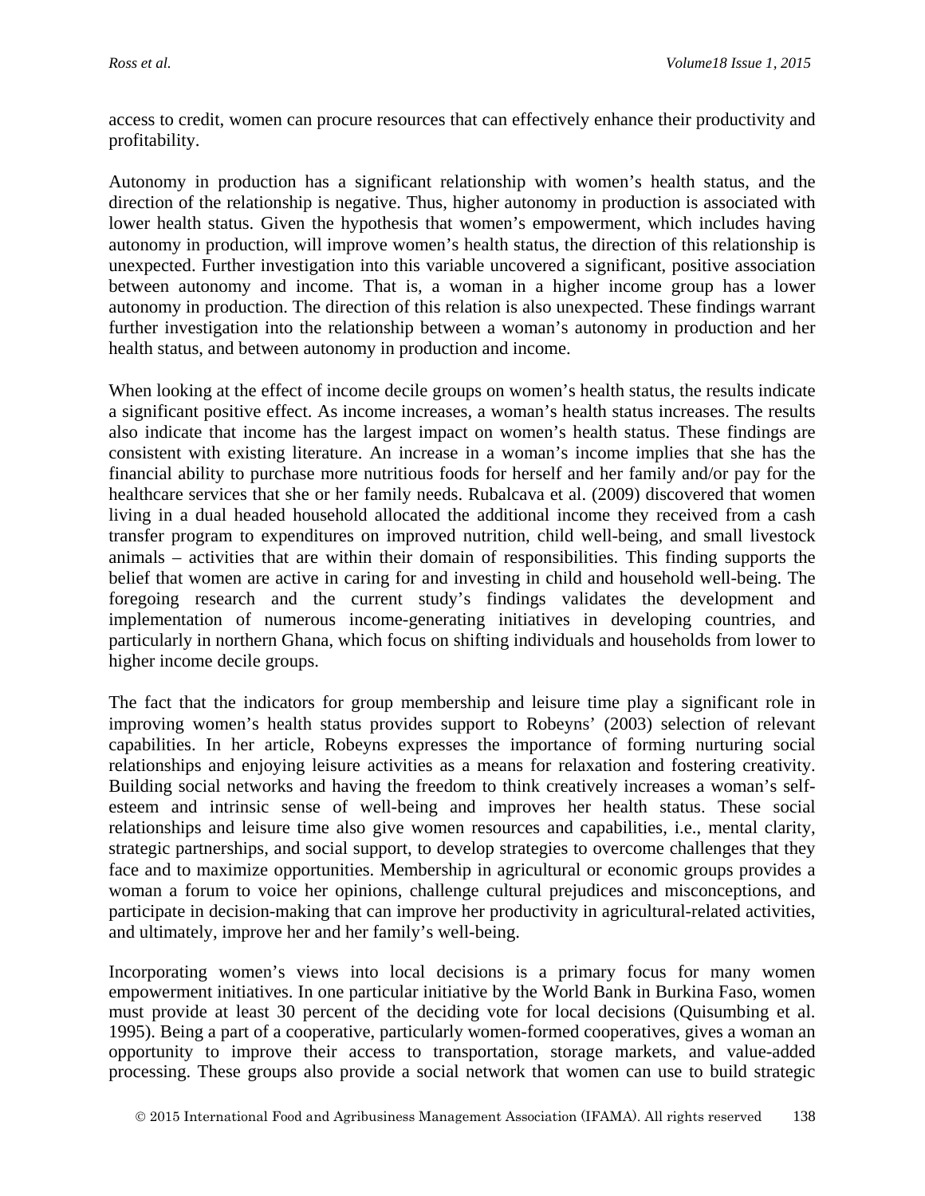access to credit, women can procure resources that can effectively enhance their productivity and profitability.

Autonomy in production has a significant relationship with women's health status, and the direction of the relationship is negative. Thus, higher autonomy in production is associated with lower health status. Given the hypothesis that women's empowerment, which includes having autonomy in production, will improve women's health status, the direction of this relationship is unexpected. Further investigation into this variable uncovered a significant, positive association between autonomy and income. That is, a woman in a higher income group has a lower autonomy in production. The direction of this relation is also unexpected. These findings warrant further investigation into the relationship between a woman's autonomy in production and her health status, and between autonomy in production and income.

When looking at the effect of income decile groups on women's health status, the results indicate a significant positive effect. As income increases, a woman's health status increases. The results also indicate that income has the largest impact on women's health status. These findings are consistent with existing literature. An increase in a woman's income implies that she has the financial ability to purchase more nutritious foods for herself and her family and/or pay for the healthcare services that she or her family needs. Rubalcava et al. (2009) discovered that women living in a dual headed household allocated the additional income they received from a cash transfer program to expenditures on improved nutrition, child well-being, and small livestock animals – activities that are within their domain of responsibilities. This finding supports the belief that women are active in caring for and investing in child and household well-being. The foregoing research and the current study's findings validates the development and implementation of numerous income-generating initiatives in developing countries, and particularly in northern Ghana, which focus on shifting individuals and households from lower to higher income decile groups.

The fact that the indicators for group membership and leisure time play a significant role in improving women's health status provides support to Robeyns' (2003) selection of relevant capabilities. In her article, Robeyns expresses the importance of forming nurturing social relationships and enjoying leisure activities as a means for relaxation and fostering creativity. Building social networks and having the freedom to think creatively increases a woman's self-esteem and intrinsic sense of well-being and improves her health status. These social relationships and leisure time also give women resources and capabilities, i.e., mental clarity, strategic partnerships, and social support, to develop strategies to overcome challenges that they face and to maximize opportunities. Membership in agricultural or economic groups provides a woman a forum to voice her opinions, challenge cultural prejudices and misconceptions, and participate in decision-making that can improve her productivity in agricultural-related activities, and ultimately, improve her and her family's well-being.

Incorporating women's views into local decisions is a primary focus for many women empowerment initiatives. In one particular initiative by the World Bank in Burkina Faso, women must provide at least 30 percent of the deciding vote for local decisions (Quisumbing et al. 1995). Being a part of a cooperative, particularly women-formed cooperatives, gives a woman an opportunity to improve their access to transportation, storage markets, and value-added processing. These groups also provide a social network that women can use to build strategic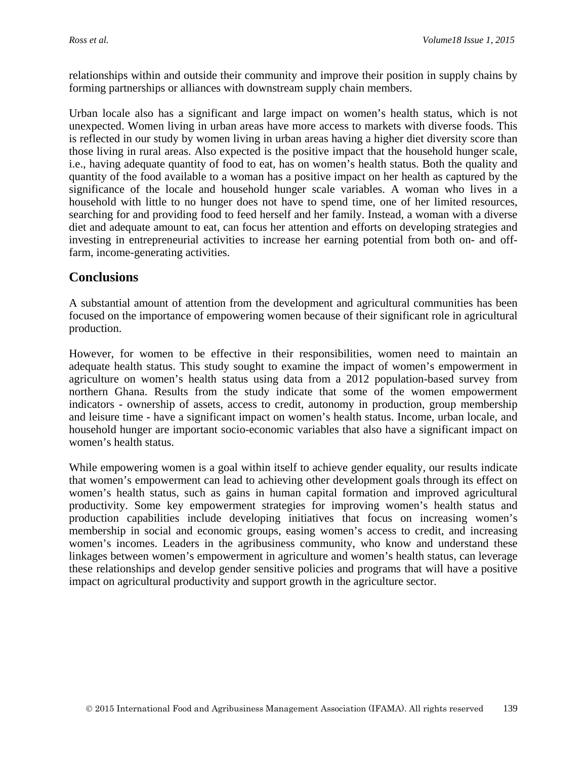relationships within and outside their community and improve their position in supply chains by forming partnerships or alliances with downstream supply chain members.

Urban locale also has a significant and large impact on women's health status, which is not unexpected. Women living in urban areas have more access to markets with diverse foods. This is reflected in our study by women living in urban areas having a higher diet diversity score than those living in rural areas. Also expected is the positive impact that the household hunger scale, i.e., having adequate quantity of food to eat, has on women's health status. Both the quality and quantity of the food available to a woman has a positive impact on her health as captured by the significance of the locale and household hunger scale variables. A woman who lives in a household with little to no hunger does not have to spend time, one of her limited resources, searching for and providing food to feed herself and her family. Instead, a woman with a diverse diet and adequate amount to eat, can focus her attention and efforts on developing strategies and investing in entrepreneurial activities to increase her earning potential from both on- and off-farm, income-generating activities.

## Conclusions

A substantial amount of attention from the development and agricultural communities has been focused on the importance of empowering women because of their significant role in agricultural production.

However, for women to be effective in their responsibilities, women need to maintain an adequate health status. This study sought to examine the impact of women's empowerment in agriculture on women's health status using data from a 2012 population-based survey from northern Ghana. Results from the study indicate that some of the women empowerment indicators - ownership of assets, access to credit, autonomy in production, group membership and leisure time - have a significant impact on women's health status. Income, urban locale, and household hunger are important socio-economic variables that also have a significant impact on women's health status.

While empowering women is a goal within itself to achieve gender equality, our results indicate that women's empowerment can lead to achieving other development goals through its effect on women's health status, such as gains in human capital formation and improved agricultural productivity. Some key empowerment strategies for improving women's health status and production capabilities include developing initiatives that focus on increasing women's membership in social and economic groups, easing women's access to credit, and increasing women's incomes. Leaders in the agribusiness community, who know and understand these linkages between women's empowerment in agriculture and women's health status, can leverage these relationships and develop gender sensitive policies and programs that will have a positive impact on agricultural productivity and support growth in the agriculture sector.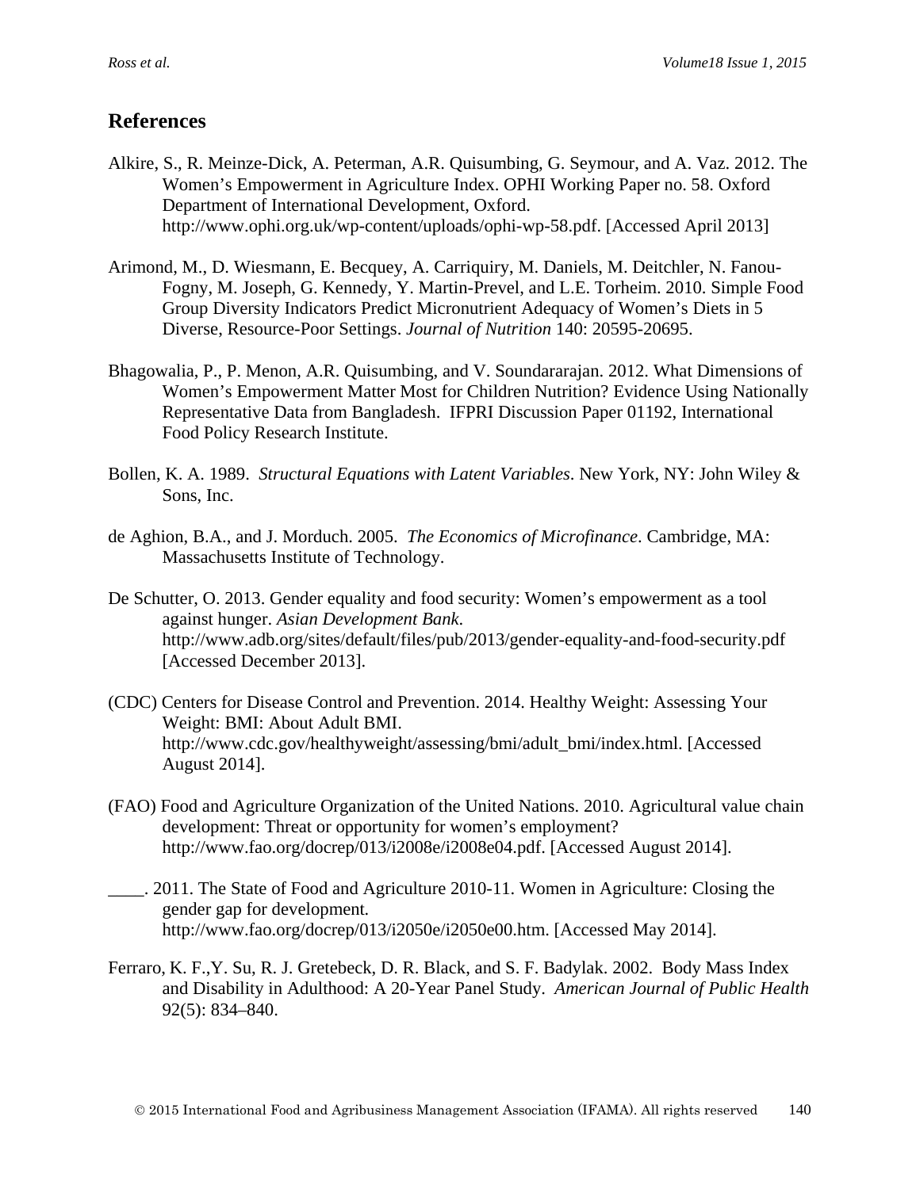## References

Alkire, S., R. Meinze-Dick, A. Peterman, A.R. Quisumbing, G. Seymour, and A. Vaz. 2012. The Women's Empowerment in Agriculture Index. OPHI Working Paper no. 58. Oxford Department of International Development, Oxford. http://www.ophi.org.uk/wp-content/uploads/ophi-wp-58.pdf. [Accessed April 2013]

Arimond, M., D. Wiesmann, E. Becquey, A. Carriquiry, M. Daniels, M. Deitchler, N. Fanou-Fogny, M. Joseph, G. Kennedy, Y. Martin-Prevel, and L.E. Torheim. 2010. Simple Food Group Diversity Indicators Predict Micronutrient Adequacy of Women's Diets in 5 Diverse, Resource-Poor Settings. *Journal of Nutrition* 140: 20595-20695.

Bhagowalia, P., P. Menon, A.R. Quisumbing, and V. Soundararajan. 2012. What Dimensions of Women's Empowerment Matter Most for Children Nutrition? Evidence Using Nationally Representative Data from Bangladesh. IFPRI Discussion Paper 01192, International Food Policy Research Institute.

Bollen, K. A. 1989. *Structural Equations with Latent Variables*. New York, NY: John Wiley & Sons, Inc.

de Aghion, B.A., and J. Morduch. 2005. *The Economics of Microfinance*. Cambridge, MA: Massachusetts Institute of Technology.

De Schutter, O. 2013. Gender equality and food security: Women's empowerment as a tool against hunger. *Asian Development Bank*. http://www.adb.org/sites/default/files/pub/2013/gender-equality-and-food-security.pdf [Accessed December 2013].

(CDC) Centers for Disease Control and Prevention. 2014. Healthy Weight: Assessing Your Weight: BMI: About Adult BMI. http://www.cdc.gov/healthyweight/assessing/bmi/adult_bmi/index.html. [Accessed August 2014].

(FAO) Food and Agriculture Organization of the United Nations. 2010. Agricultural value chain development: Threat or opportunity for women's employment? http://www.fao.org/docrep/013/i2008e/i2008e04.pdf. [Accessed August 2014].

____. 2011. The State of Food and Agriculture 2010-11. Women in Agriculture: Closing the gender gap for development. http://www.fao.org/docrep/013/i2050e/i2050e00.htm. [Accessed May 2014].

Ferraro, K. F.,Y. Su, R. J. Gretebeck, D. R. Black, and S. F. Badylak. 2002. Body Mass Index and Disability in Adulthood: A 20-Year Panel Study. *American Journal of Public Health* 92(5): 834–840.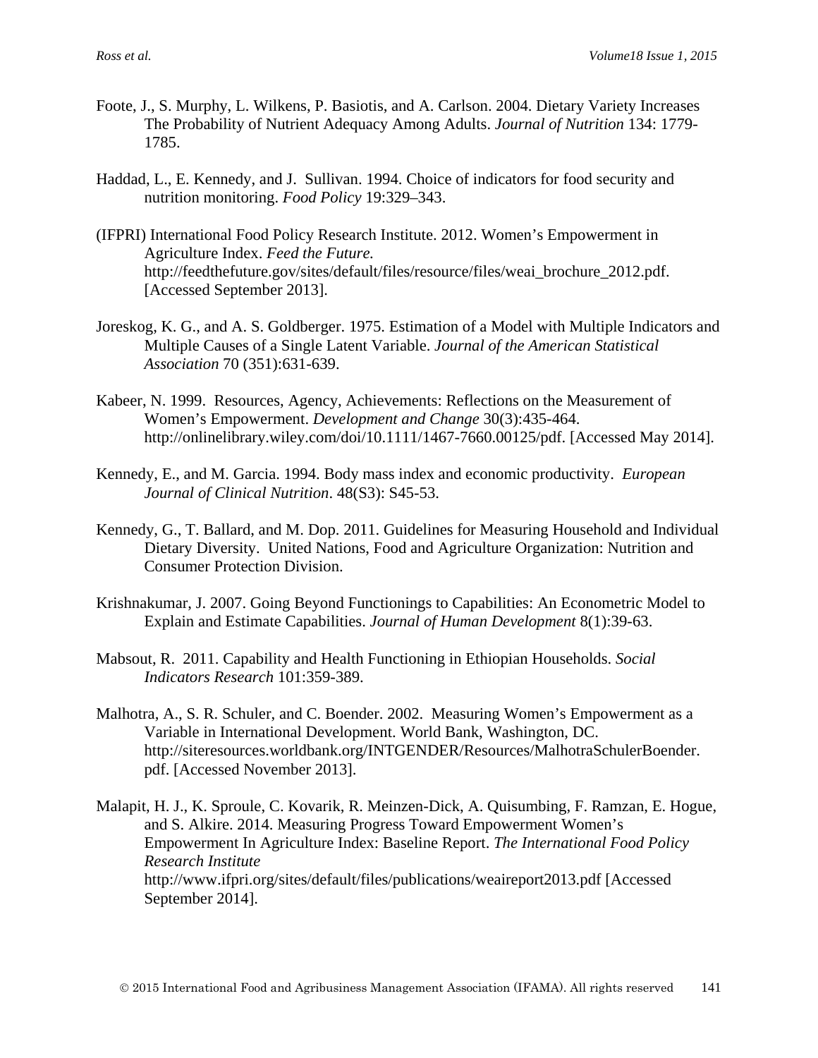Foote, J., S. Murphy, L. Wilkens, P. Basiotis, and A. Carlson. 2004. Dietary Variety Increases The Probability of Nutrient Adequacy Among Adults. *Journal of Nutrition* 134: 1779-1785.

Haddad, L., E. Kennedy, and J. Sullivan. 1994. Choice of indicators for food security and nutrition monitoring. *Food Policy* 19:329–343.

(IFPRI) International Food Policy Research Institute. 2012. Women's Empowerment in Agriculture Index. *Feed the Future.* http://feedthefuture.gov/sites/default/files/resource/files/weai_brochure_2012.pdf. [Accessed September 2013].

Joreskog, K. G., and A. S. Goldberger. 1975. Estimation of a Model with Multiple Indicators and Multiple Causes of a Single Latent Variable. *Journal of the American Statistical Association* 70 (351):631-639.

Kabeer, N. 1999. Resources, Agency, Achievements: Reflections on the Measurement of Women's Empowerment. *Development and Change* 30(3):435-464. http://onlinelibrary.wiley.com/doi/10.1111/1467-7660.00125/pdf. [Accessed May 2014].

Kennedy, E., and M. Garcia. 1994. Body mass index and economic productivity. *European Journal of Clinical Nutrition*. 48(S3): S45-53.

Kennedy, G., T. Ballard, and M. Dop. 2011. Guidelines for Measuring Household and Individual Dietary Diversity. United Nations, Food and Agriculture Organization: Nutrition and Consumer Protection Division.

Krishnakumar, J. 2007. Going Beyond Functionings to Capabilities: An Econometric Model to Explain and Estimate Capabilities. *Journal of Human Development* 8(1):39-63.

Mabsout, R. 2011. Capability and Health Functioning in Ethiopian Households. *Social Indicators Research* 101:359-389.

Malhotra, A., S. R. Schuler, and C. Boender. 2002. Measuring Women's Empowerment as a Variable in International Development. World Bank, Washington, DC. http://siteresources.worldbank.org/INTGENDER/Resources/MalhotraSchulerBoender.pdf. [Accessed November 2013].

Malapit, H. J., K. Sproule, C. Kovarik, R. Meinzen-Dick, A. Quisumbing, F. Ramzan, E. Hogue, and S. Alkire. 2014. Measuring Progress Toward Empowerment Women's Empowerment In Agriculture Index: Baseline Report. *The International Food Policy Research Institute* http://www.ifpri.org/sites/default/files/publications/weaireport2013.pdf [Accessed September 2014].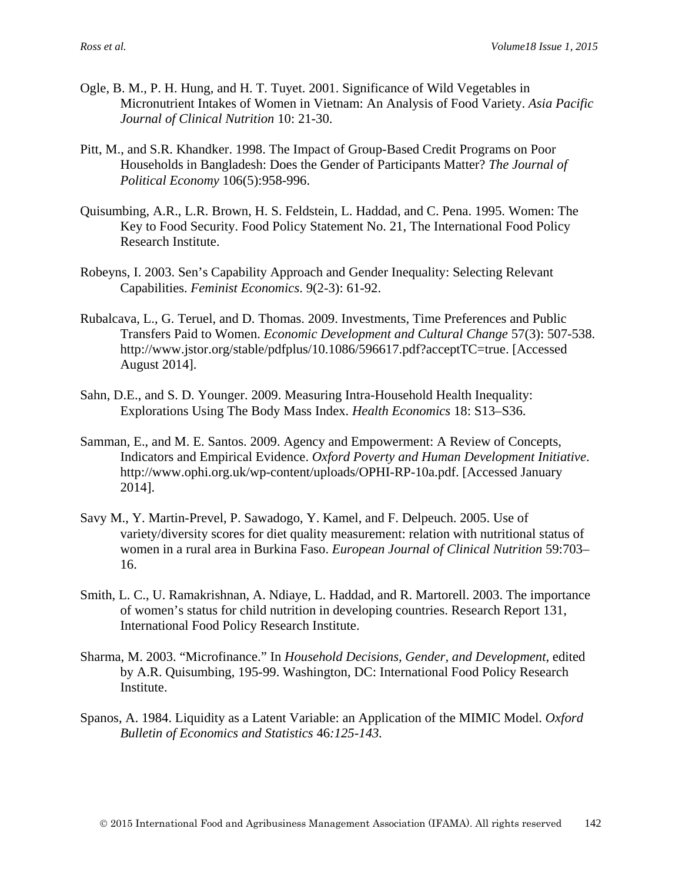Ogle, B. M., P. H. Hung, and H. T. Tuyet. 2001. Significance of Wild Vegetables in Micronutrient Intakes of Women in Vietnam: An Analysis of Food Variety. *Asia Pacific Journal of Clinical Nutrition* 10: 21-30.

Pitt, M., and S.R. Khandker. 1998. The Impact of Group-Based Credit Programs on Poor Households in Bangladesh: Does the Gender of Participants Matter? *The Journal of Political Economy* 106(5):958-996.

Quisumbing, A.R., L.R. Brown, H. S. Feldstein, L. Haddad, and C. Pena. 1995. Women: The Key to Food Security. Food Policy Statement No. 21, The International Food Policy Research Institute.

Robeyns, I. 2003. Sen's Capability Approach and Gender Inequality: Selecting Relevant Capabilities. *Feminist Economics*. 9(2-3): 61-92.

Rubalcava, L., G. Teruel, and D. Thomas. 2009. Investments, Time Preferences and Public Transfers Paid to Women. *Economic Development and Cultural Change* 57(3): 507-538. http://www.jstor.org/stable/pdfplus/10.1086/596617.pdf?acceptTC=true. [Accessed August 2014].

Sahn, D.E., and S. D. Younger. 2009. Measuring Intra-Household Health Inequality: Explorations Using The Body Mass Index. *Health Economics* 18: S13–S36.

Samman, E., and M. E. Santos. 2009. Agency and Empowerment: A Review of Concepts, Indicators and Empirical Evidence. *Oxford Poverty and Human Development Initiative*. http://www.ophi.org.uk/wp-content/uploads/OPHI-RP-10a.pdf. [Accessed January 2014].

Savy M., Y. Martin-Prevel, P. Sawadogo, Y. Kamel, and F. Delpeuch. 2005. Use of variety/diversity scores for diet quality measurement: relation with nutritional status of women in a rural area in Burkina Faso. *European Journal of Clinical Nutrition* 59:703–16.

Smith, L. C., U. Ramakrishnan, A. Ndiaye, L. Haddad, and R. Martorell. 2003. The importance of women's status for child nutrition in developing countries. Research Report 131, International Food Policy Research Institute.

Sharma, M. 2003. "Microfinance." In *Household Decisions, Gender, and Development*, edited by A.R. Quisumbing, 195-99. Washington, DC: International Food Policy Research Institute.

Spanos, A. 1984. Liquidity as a Latent Variable: an Application of the MIMIC Model. *Oxford Bulletin of Economics and Statistics* 46*:125-143.*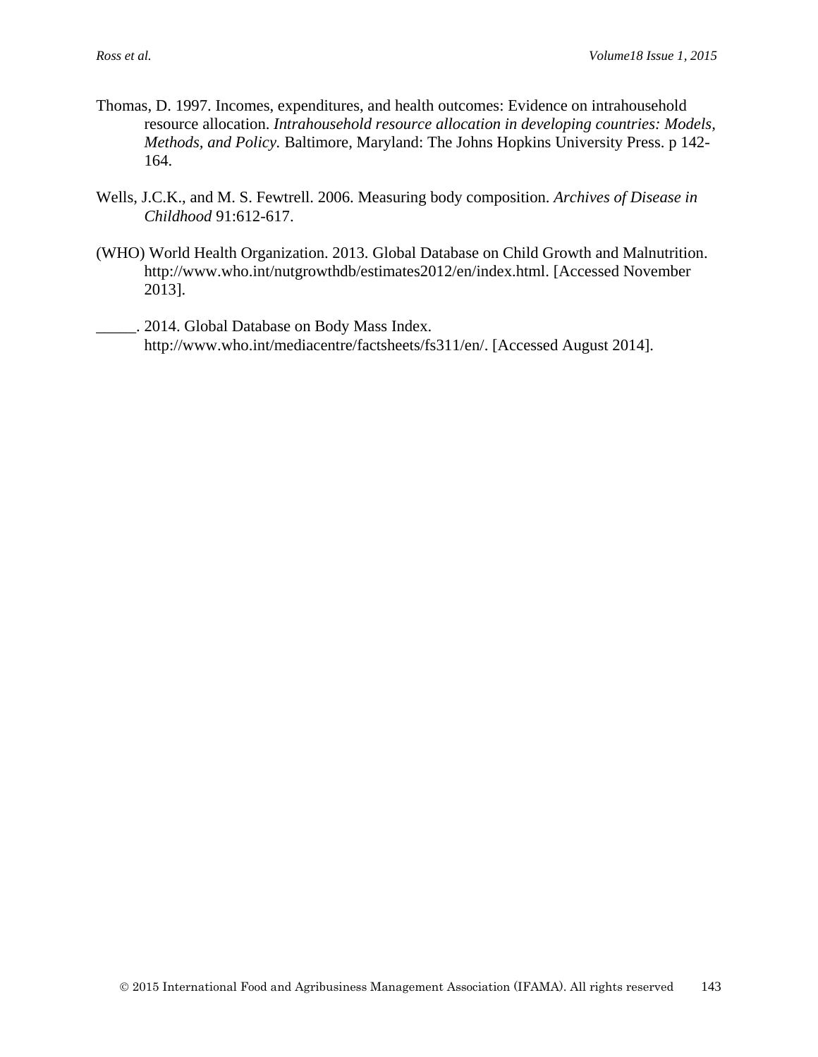Thomas, D. 1997. Incomes, expenditures, and health outcomes: Evidence on intrahousehold resource allocation. *Intrahousehold resource allocation in developing countries: Models, Methods, and Policy.* Baltimore, Maryland: The Johns Hopkins University Press. p 142-164.

Wells, J.C.K., and M. S. Fewtrell. 2006. Measuring body composition. *Archives of Disease in Childhood* 91:612-617.

(WHO) World Health Organization. 2013. Global Database on Child Growth and Malnutrition. http://www.who.int/nutgrowthdb/estimates2012/en/index.html. [Accessed November 2013].

_____. 2014. Global Database on Body Mass Index. http://www.who.int/mediacentre/factsheets/fs311/en/. [Accessed August 2014].